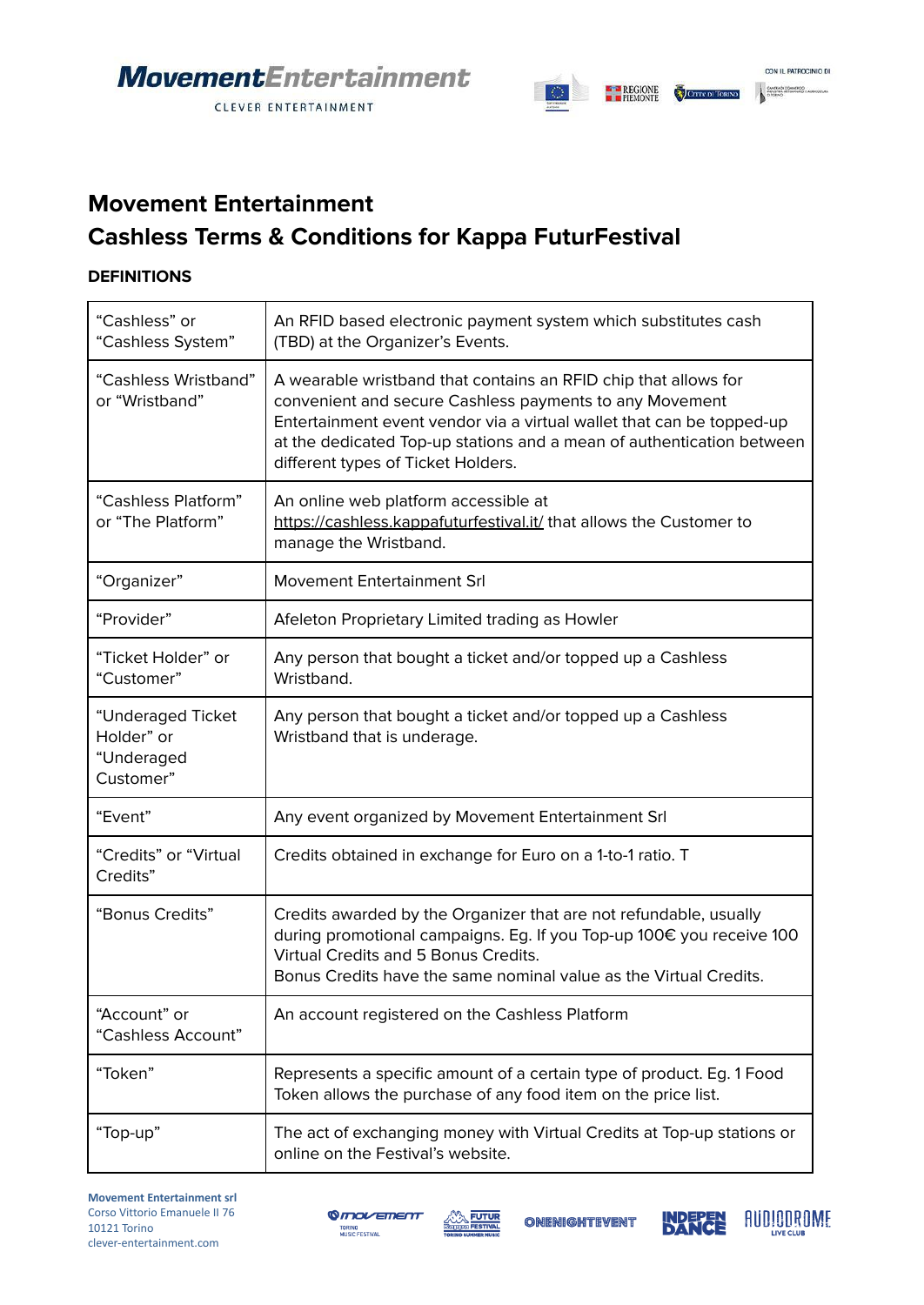# Movement Entertainment
# Cashless Terms & Conditions for Kappa FuturFestival

**DEFINITIONS**

| Term | Definition |
|---|---|
| "Cashless" or "Cashless System" | An RFID based electronic payment system which substitutes cash (TBD) at the Organizer's Events. |
| "Cashless Wristband" or "Wristband" | A wearable wristband that contains an RFID chip that allows for convenient and secure Cashless payments to any Movement Entertainment event vendor via a virtual wallet that can be topped-up at the dedicated Top-up stations and a mean of authentication between different types of Ticket Holders. |
| "Cashless Platform" or "The Platform" | An online web platform accessible at https://cashless.kappafuturfestival.it/ that allows the Customer to manage the Wristband. |
| "Organizer" | Movement Entertainment Srl |
| "Provider" | Afeleton Proprietary Limited trading as Howler |
| "Ticket Holder" or "Customer" | Any person that bought a ticket and/or topped up a Cashless Wristband. |
| "Underaged Ticket Holder" or "Underaged Customer" | Any person that bought a ticket and/or topped up a Cashless Wristband that is underage. |
| "Event" | Any event organized by Movement Entertainment Srl |
| "Credits" or "Virtual Credits" | Credits obtained in exchange for Euro on a 1-to-1 ratio. T |
| "Bonus Credits" | Credits awarded by the Organizer that are not refundable, usually during promotional campaigns. Eg. If you Top-up 100€ you receive 100 Virtual Credits and 5 Bonus Credits.<br>Bonus Credits have the same nominal value as the Virtual Credits. |
| "Account" or "Cashless Account" | An account registered on the Cashless Platform |
| "Token" | Represents a specific amount of a certain type of product. Eg. 1 Food Token allows the purchase of any food item on the price list. |
| "Top-up" | The act of exchanging money with Virtual Credits at Top-up stations or online on the Festival's website. |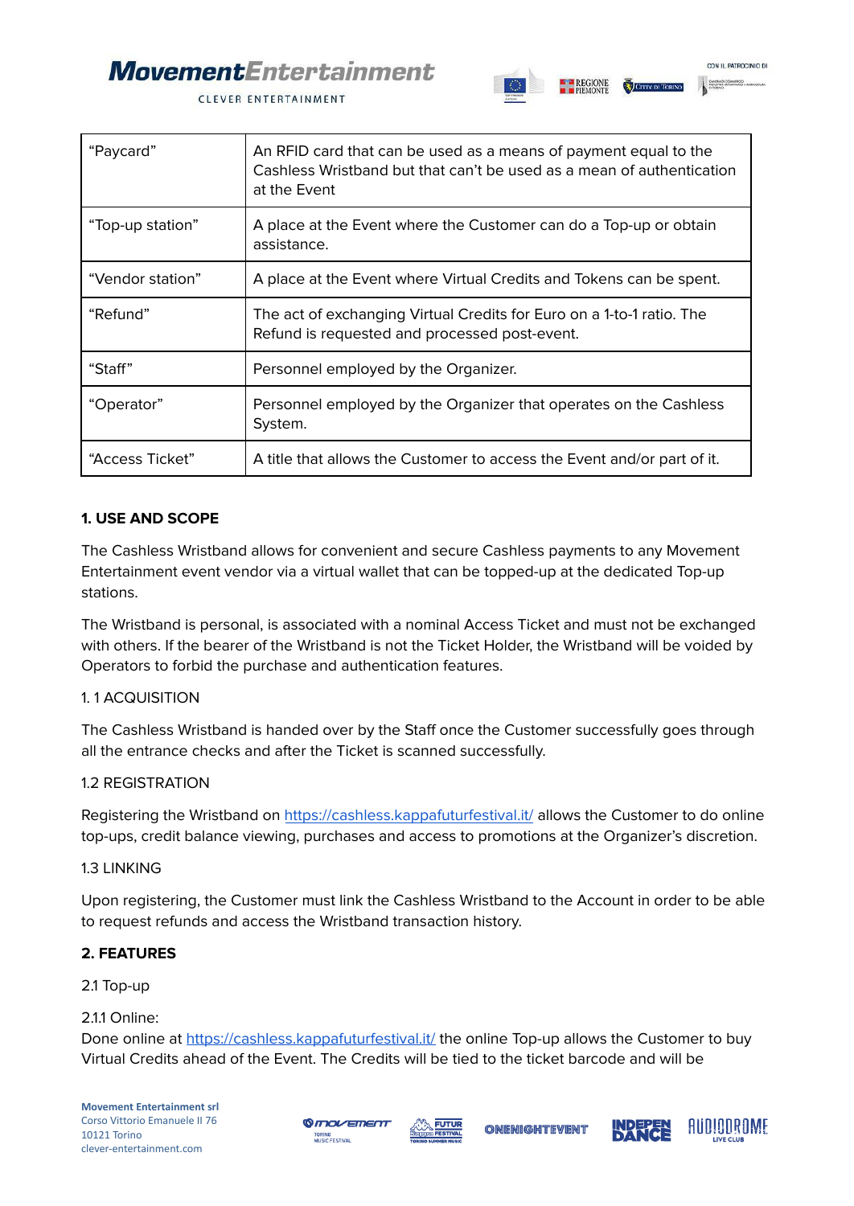| | |
|---|---|
| "Paycard" | An RFID card that can be used as a means of payment equal to the Cashless Wristband but that can't be used as a mean of authentication at the Event |
| "Top-up station" | A place at the Event where the Customer can do a Top-up or obtain assistance. |
| "Vendor station" | A place at the Event where Virtual Credits and Tokens can be spent. |
| "Refund" | The act of exchanging Virtual Credits for Euro on a 1-to-1 ratio. The Refund is requested and processed post-event. |
| "Staff" | Personnel employed by the Organizer. |
| "Operator" | Personnel employed by the Organizer that operates on the Cashless System. |
| "Access Ticket" | A title that allows the Customer to access the Event and/or part of it. |

**1. USE AND SCOPE**

The Cashless Wristband allows for convenient and secure Cashless payments to any Movement Entertainment event vendor via a virtual wallet that can be topped-up at the dedicated Top-up stations.

The Wristband is personal, is associated with a nominal Access Ticket and must not be exchanged with others. If the bearer of the Wristband is not the Ticket Holder, the Wristband will be voided by Operators to forbid the purchase and authentication features.

1.1 ACQUISITION

The Cashless Wristband is handed over by the Staff once the Customer successfully goes through all the entrance checks and after the Ticket is scanned successfully.

1.2 REGISTRATION

Registering the Wristband on https://cashless.kappafuturfestival.it/ allows the Customer to do online top-ups, credit balance viewing, purchases and access to promotions at the Organizer's discretion.

1.3 LINKING

Upon registering, the Customer must link the Cashless Wristband to the Account in order to be able to request refunds and access the Wristband transaction history.

**2. FEATURES**

2.1 Top-up

2.1.1 Online:
Done online at https://cashless.kappafuturfestival.it/ the online Top-up allows the Customer to buy Virtual Credits ahead of the Event. The Credits will be tied to the ticket barcode and will be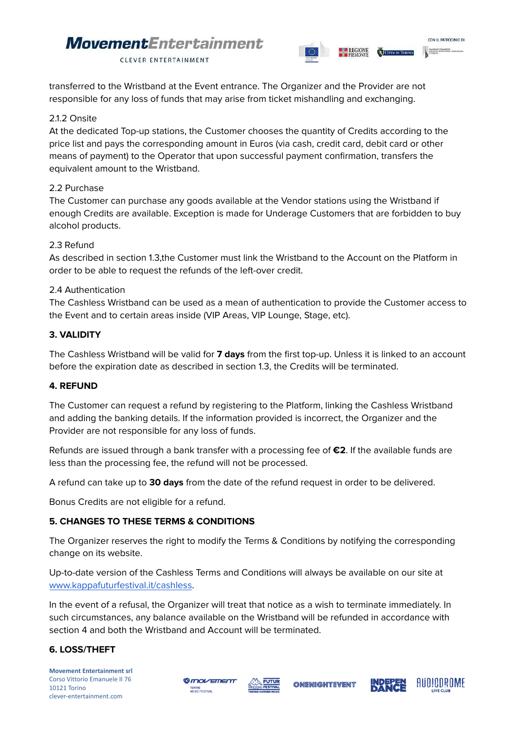transferred to the Wristband at the Event entrance. The Organizer and the Provider are not responsible for any loss of funds that may arise from ticket mishandling and exchanging.

2.1.2 Onsite

At the dedicated Top-up stations, the Customer chooses the quantity of Credits according to the price list and pays the corresponding amount in Euros (via cash, credit card, debit card or other means of payment) to the Operator that upon successful payment confirmation, transfers the equivalent amount to the Wristband.

2.2 Purchase

The Customer can purchase any goods available at the Vendor stations using the Wristband if enough Credits are available. Exception is made for Underage Customers that are forbidden to buy alcohol products.

2.3 Refund

As described in section 1.3,the Customer must link the Wristband to the Account on the Platform in order to be able to request the refunds of the left-over credit.

2.4 Authentication

The Cashless Wristband can be used as a mean of authentication to provide the Customer access to the Event and to certain areas inside (VIP Areas, VIP Lounge, Stage, etc).

**3. VALIDITY**

The Cashless Wristband will be valid for **7 days** from the first top-up. Unless it is linked to an account before the expiration date as described in section 1.3, the Credits will be terminated.

**4. REFUND**

The Customer can request a refund by registering to the Platform, linking the Cashless Wristband and adding the banking details. If the information provided is incorrect, the Organizer and the Provider are not responsible for any loss of funds.

Refunds are issued through a bank transfer with a processing fee of **€2**. If the available funds are less than the processing fee, the refund will not be processed.

A refund can take up to **30 days** from the date of the refund request in order to be delivered.

Bonus Credits are not eligible for a refund.

**5. CHANGES TO THESE TERMS & CONDITIONS**

The Organizer reserves the right to modify the Terms & Conditions by notifying the corresponding change on its website.

Up-to-date version of the Cashless Terms and Conditions will always be available on our site at www.kappafuturfestival.it/cashless.

In the event of a refusal, the Organizer will treat that notice as a wish to terminate immediately. In such circumstances, any balance available on the Wristband will be refunded in accordance with section 4 and both the Wristband and Account will be terminated.

**6. LOSS/THEFT**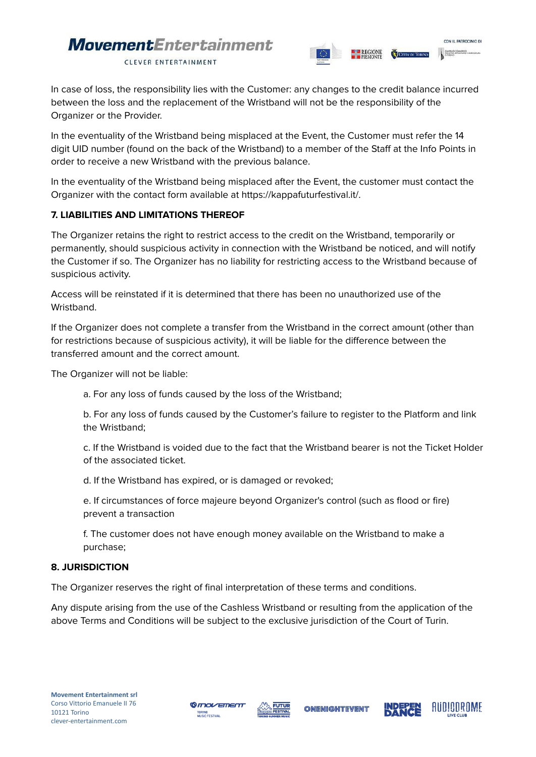In case of loss, the responsibility lies with the Customer: any changes to the credit balance incurred between the loss and the replacement of the Wristband will not be the responsibility of the Organizer or the Provider.

In the eventuality of the Wristband being misplaced at the Event, the Customer must refer the 14 digit UID number (found on the back of the Wristband) to a member of the Staff at the Info Points in order to receive a new Wristband with the previous balance.

In the eventuality of the Wristband being misplaced after the Event, the customer must contact the Organizer with the contact form available at https://kappafuturfestival.it/.

**7. LIABILITIES AND LIMITATIONS THEREOF**

The Organizer retains the right to restrict access to the credit on the Wristband, temporarily or permanently, should suspicious activity in connection with the Wristband be noticed, and will notify the Customer if so. The Organizer has no liability for restricting access to the Wristband because of suspicious activity.

Access will be reinstated if it is determined that there has been no unauthorized use of the Wristband.

If the Organizer does not complete a transfer from the Wristband in the correct amount (other than for restrictions because of suspicious activity), it will be liable for the difference between the transferred amount and the correct amount.

The Organizer will not be liable:

a. For any loss of funds caused by the loss of the Wristband;

b. For any loss of funds caused by the Customer's failure to register to the Platform and link the Wristband;

c. If the Wristband is voided due to the fact that the Wristband bearer is not the Ticket Holder of the associated ticket.

d. If the Wristband has expired, or is damaged or revoked;

e. If circumstances of force majeure beyond Organizer's control (such as flood or fire) prevent a transaction

f. The customer does not have enough money available on the Wristband to make a purchase;

**8. JURISDICTION**

The Organizer reserves the right of final interpretation of these terms and conditions.

Any dispute arising from the use of the Cashless Wristband or resulting from the application of the above Terms and Conditions will be subject to the exclusive jurisdiction of the Court of Turin.